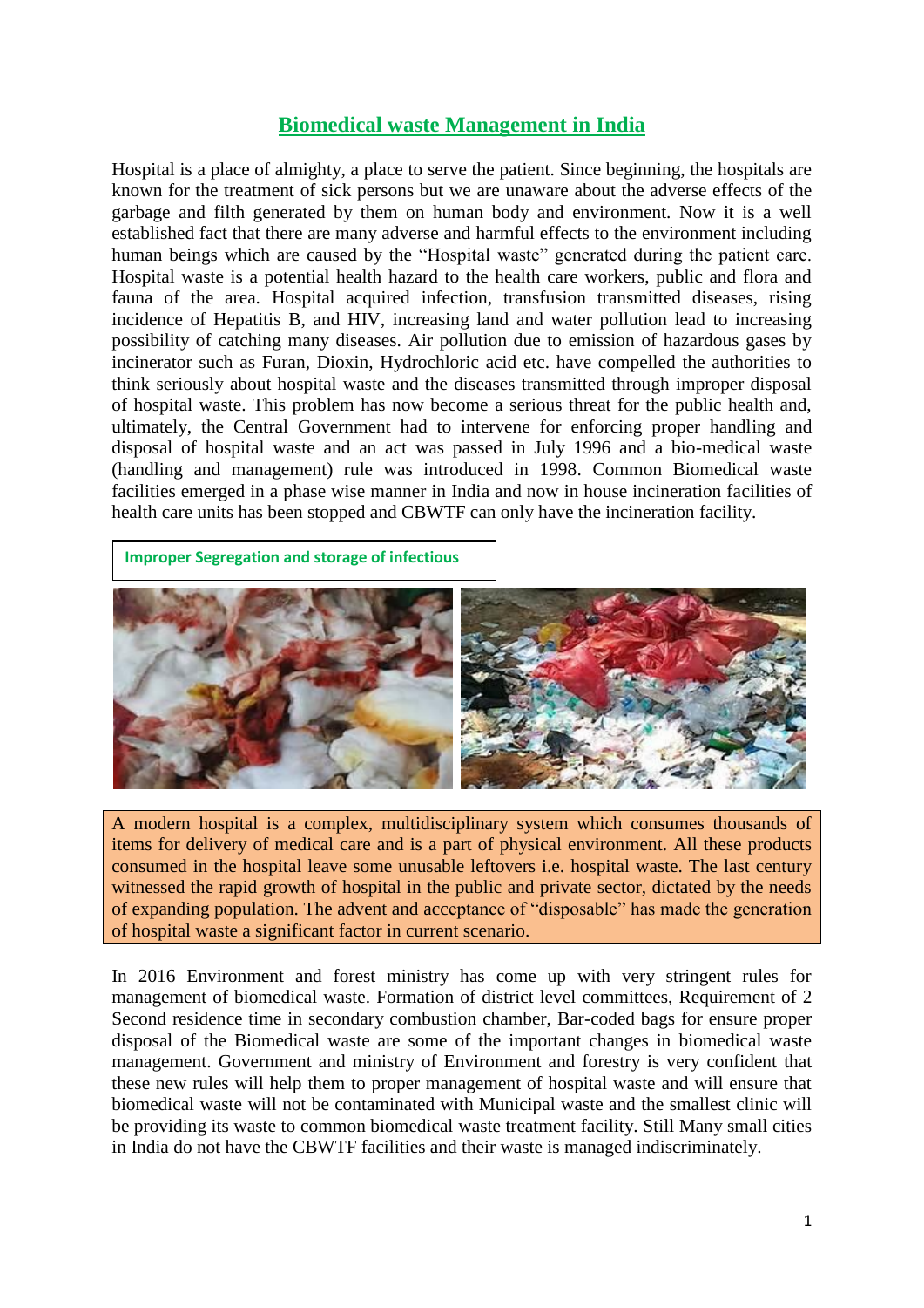# Biomedical waste Management in India

Hospital is a place of almighty, a place to serve the patient. Since beginning, the hospitals are known for the treatment of sick persons but we are unaware about the adverse effects of the garbage and filth generated by them on human body and environment. Now it is a well established fact that there are many adverse and harmful effects to the environment including human beings which are caused by the "Hospital waste" generated during the patient care. Hospital waste is a potential health hazard to the health care workers, public and flora and fauna of the area. Hospital acquired infection, transfusion transmitted diseases, rising incidence of Hepatitis B, and HIV, increasing land and water pollution lead to increasing possibility of catching many diseases. Air pollution due to emission of hazardous gases by incinerator such as Furan, Dioxin, Hydrochloric acid etc. have compelled the authorities to think seriously about hospital waste and the diseases transmitted through improper disposal of hospital waste. This problem has now become a serious threat for the public health and, ultimately, the Central Government had to intervene for enforcing proper handling and disposal of hospital waste and an act was passed in July 1996 and a bio-medical waste (handling and management) rule was introduced in 1998. Common Biomedical waste facilities emerged in a phase wise manner in India and now in house incineration facilities of health care units has been stopped and CBWTF can only have the incineration facility.

**Improper Segregation and storage of infectious**

A modern hospital is a complex, multidisciplinary system which consumes thousands of items for delivery of medical care and is a part of physical environment. All these products consumed in the hospital leave some unusable leftovers i.e. hospital waste. The last century witnessed the rapid growth of hospital in the public and private sector, dictated by the needs of expanding population. The advent and acceptance of "disposable" has made the generation of hospital waste a significant factor in current scenario.

In 2016 Environment and forest ministry has come up with very stringent rules for management of biomedical waste. Formation of district level committees, Requirement of 2 Second residence time in secondary combustion chamber, Bar-coded bags for ensure proper disposal of the Biomedical waste are some of the important changes in biomedical waste management. Government and ministry of Environment and forestry is very confident that these new rules will help them to proper management of hospital waste and will ensure that biomedical waste will not be contaminated with Municipal waste and the smallest clinic will be providing its waste to common biomedical waste treatment facility. Still Many small cities in India do not have the CBWTF facilities and their waste is managed indiscriminately.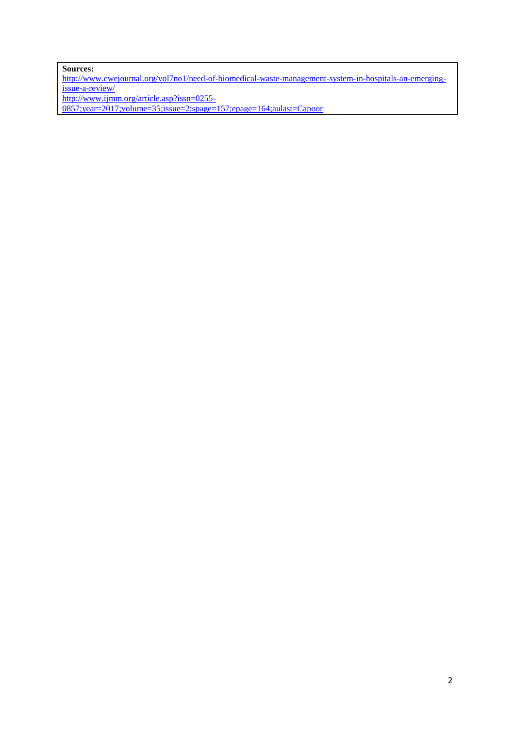**Sources:**

http://www.cwejournal.org/vol7no1/need-of-biomedical-waste-management-system-in-hospitals-an-emerging-issue-a-review/

http://www.ijmm.org/article.asp?issn=0255-0857;year=2017;volume=35;issue=2;spage=157;epage=164;aulast=Capoor